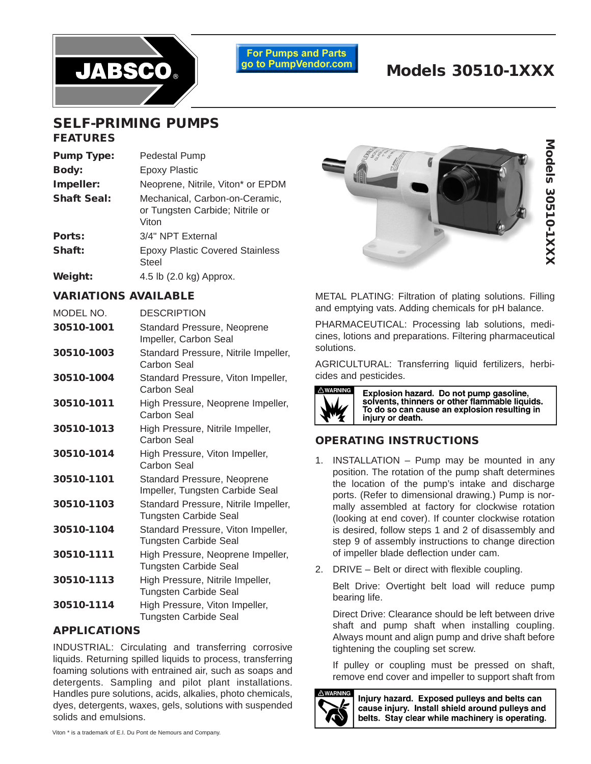For Pumps and Parts go to PumpVendor.com

# Models 30510-1XXX

## SELF-PRIMING PUMPS

### FEATURES

| | |
|---|---|
| **Pump Type:** | Pedestal Pump |
| **Body:** | Epoxy Plastic |
| **Impeller:** | Neoprene, Nitrile, Viton* or EPDM |
| **Shaft Seal:** | Mechanical, Carbon-on-Ceramic, or Tungsten Carbide; Nitrile or Viton |
| **Ports:** | 3/4" NPT External |
| **Shaft:** | Epoxy Plastic Covered Stainless Steel |
| **Weight:** | 4.5 lb (2.0 kg) Approx. |

### VARIATIONS AVAILABLE

| MODEL NO. | DESCRIPTION |
|---|---|
| **30510-1001** | Standard Pressure, Neoprene Impeller, Carbon Seal |
| **30510-1003** | Standard Pressure, Nitrile Impeller, Carbon Seal |
| **30510-1004** | Standard Pressure, Viton Impeller, Carbon Seal |
| **30510-1011** | High Pressure, Neoprene Impeller, Carbon Seal |
| **30510-1013** | High Pressure, Nitrile Impeller, Carbon Seal |
| **30510-1014** | High Pressure, Viton Impeller, Carbon Seal |
| **30510-1101** | Standard Pressure, Neoprene Impeller, Tungsten Carbide Seal |
| **30510-1103** | Standard Pressure, Nitrile Impeller, Tungsten Carbide Seal |
| **30510-1104** | Standard Pressure, Viton Impeller, Tungsten Carbide Seal |
| **30510-1111** | High Pressure, Neoprene Impeller, Tungsten Carbide Seal |
| **30510-1113** | High Pressure, Nitrile Impeller, Tungsten Carbide Seal |
| **30510-1114** | High Pressure, Viton Impeller, Tungsten Carbide Seal |

### APPLICATIONS

INDUSTRIAL: Circulating and transferring corrosive liquids. Returning spilled liquids to process, transferring foaming solutions with entrained air, such as soaps and detergents. Sampling and pilot plant installations. Handles pure solutions, acids, alkalies, photo chemicals, dyes, detergents, waxes, gels, solutions with suspended solids and emulsions.

METAL PLATING: Filtration of plating solutions. Filling and emptying vats. Adding chemicals for pH balance.

PHARMACEUTICAL: Processing lab solutions, medicines, lotions and preparations. Filtering pharmaceutical solutions.

AGRICULTURAL: Transferring liquid fertilizers, herbicides and pesticides.

⚠WARNING **Explosion hazard. Do not pump gasoline, solvents, thinners or other flammable liquids. To do so can cause an explosion resulting in injury or death.**

### OPERATING INSTRUCTIONS

1. INSTALLATION – Pump may be mounted in any position. The rotation of the pump shaft determines the location of the pump's intake and discharge ports. (Refer to dimensional drawing.) Pump is normally assembled at factory for clockwise rotation (looking at end cover). If counter clockwise rotation is desired, follow steps 1 and 2 of disassembly and step 9 of assembly instructions to change direction of impeller blade deflection under cam.

2. DRIVE – Belt or direct with flexible coupling.

   Belt Drive: Overtight belt load will reduce pump bearing life.

   Direct Drive: Clearance should be left between drive shaft and pump shaft when installing coupling. Always mount and align pump and drive shaft before tightening the coupling set screw.

   If pulley or coupling must be pressed on shaft, remove end cover and impeller to support shaft from

⚠WARNING **Injury hazard. Exposed pulleys and belts can cause injury. Install shield around pulleys and belts. Stay clear while machinery is operating.**

Viton * is a trademark of E.I. Du Pont de Nemours and Company.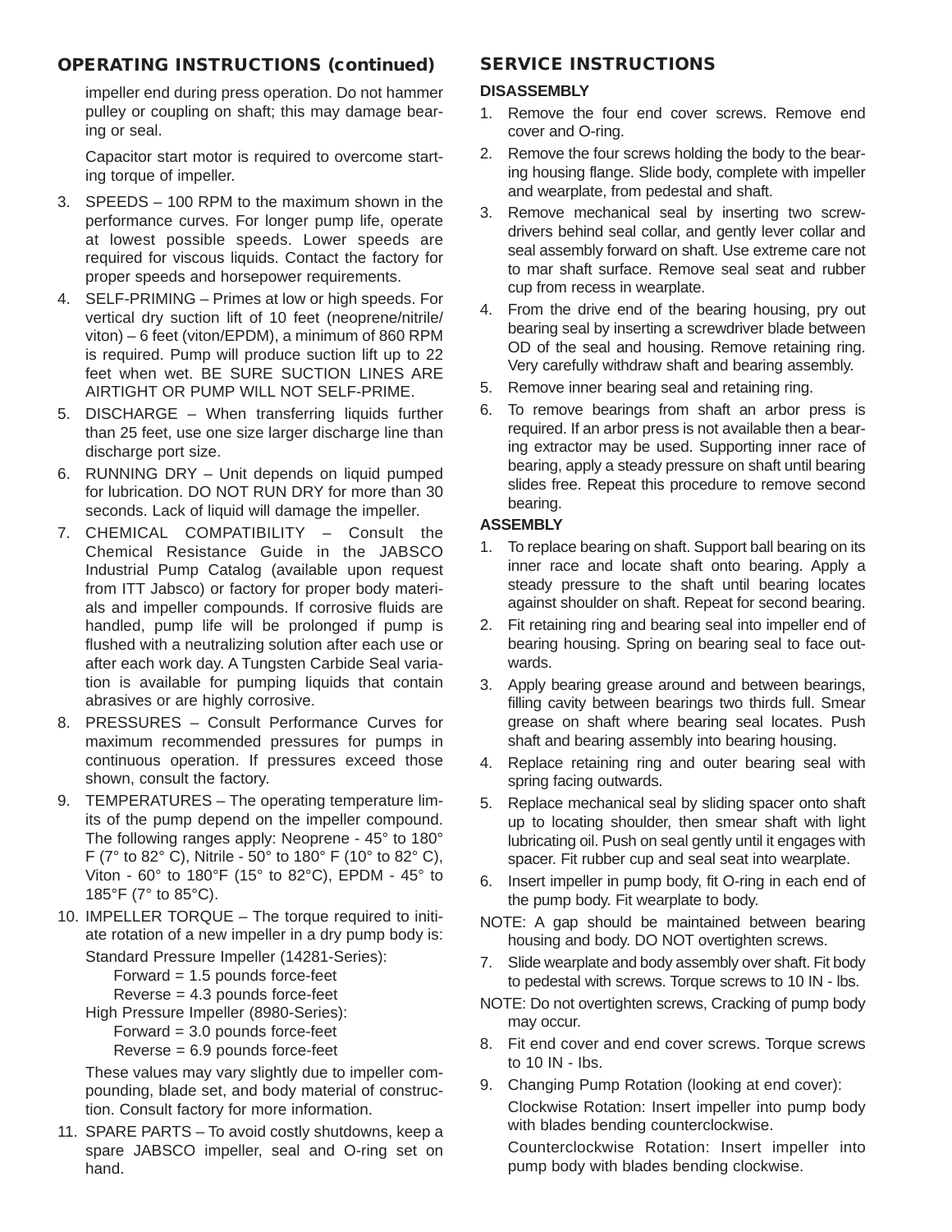## OPERATING INSTRUCTIONS (continued)

impeller end during press operation. Do not hammer pulley or coupling on shaft; this may damage bearing or seal.

Capacitor start motor is required to overcome starting torque of impeller.

3. SPEEDS – 100 RPM to the maximum shown in the performance curves. For longer pump life, operate at lowest possible speeds. Lower speeds are required for viscous liquids. Contact the factory for proper speeds and horsepower requirements.
4. SELF-PRIMING – Primes at low or high speeds. For vertical dry suction lift of 10 feet (neoprene/nitrile/viton) – 6 feet (viton/EPDM), a minimum of 860 RPM is required. Pump will produce suction lift up to 22 feet when wet. BE SURE SUCTION LINES ARE AIRTIGHT OR PUMP WILL NOT SELF-PRIME.
5. DISCHARGE – When transferring liquids further than 25 feet, use one size larger discharge line than discharge port size.
6. RUNNING DRY – Unit depends on liquid pumped for lubrication. DO NOT RUN DRY for more than 30 seconds. Lack of liquid will damage the impeller.
7. CHEMICAL COMPATIBILITY – Consult the Chemical Resistance Guide in the JABSCO Industrial Pump Catalog (available upon request from ITT Jabsco) or factory for proper body materials and impeller compounds. If corrosive fluids are handled, pump life will be prolonged if pump is flushed with a neutralizing solution after each use or after each work day. A Tungsten Carbide Seal variation is available for pumping liquids that contain abrasives or are highly corrosive.
8. PRESSURES – Consult Performance Curves for maximum recommended pressures for pumps in continuous operation. If pressures exceed those shown, consult the factory.
9. TEMPERATURES – The operating temperature limits of the pump depend on the impeller compound. The following ranges apply: Neoprene - 45° to 180° F (7° to 82° C), Nitrile - 50° to 180° F (10° to 82° C), Viton - 60° to 180°F (15° to 82°C), EPDM - 45° to 185°F (7° to 85°C).
10. IMPELLER TORQUE – The torque required to initiate rotation of a new impeller in a dry pump body is:

    Standard Pressure Impeller (14281-Series):
    Forward = 1.5 pounds force-feet
    Reverse = 4.3 pounds force-feet
    High Pressure Impeller (8980-Series):
    Forward = 3.0 pounds force-feet
    Reverse = 6.9 pounds force-feet

    These values may vary slightly due to impeller compounding, blade set, and body material of construction. Consult factory for more information.
11. SPARE PARTS – To avoid costly shutdowns, keep a spare JABSCO impeller, seal and O-ring set on hand.

## SERVICE INSTRUCTIONS

### DISASSEMBLY

1. Remove the four end cover screws. Remove end cover and O-ring.
2. Remove the four screws holding the body to the bearing housing flange. Slide body, complete with impeller and wearplate, from pedestal and shaft.
3. Remove mechanical seal by inserting two screwdrivers behind seal collar, and gently lever collar and seal assembly forward on shaft. Use extreme care not to mar shaft surface. Remove seal seat and rubber cup from recess in wearplate.
4. From the drive end of the bearing housing, pry out bearing seal by inserting a screwdriver blade between OD of the seal and housing. Remove retaining ring. Very carefully withdraw shaft and bearing assembly.
5. Remove inner bearing seal and retaining ring.
6. To remove bearings from shaft an arbor press is required. If an arbor press is not available then a bearing extractor may be used. Supporting inner race of bearing, apply a steady pressure on shaft until bearing slides free. Repeat this procedure to remove second bearing.

### ASSEMBLY

1. To replace bearing on shaft. Support ball bearing on its inner race and locate shaft onto bearing. Apply a steady pressure to the shaft until bearing locates against shoulder on shaft. Repeat for second bearing.
2. Fit retaining ring and bearing seal into impeller end of bearing housing. Spring on bearing seal to face outwards.
3. Apply bearing grease around and between bearings, filling cavity between bearings two thirds full. Smear grease on shaft where bearing seal locates. Push shaft and bearing assembly into bearing housing.
4. Replace retaining ring and outer bearing seal with spring facing outwards.
5. Replace mechanical seal by sliding spacer onto shaft up to locating shoulder, then smear shaft with light lubricating oil. Push on seal gently until it engages with spacer. Fit rubber cup and seal seat into wearplate.
6. Insert impeller in pump body, fit O-ring in each end of the pump body. Fit wearplate to body.

NOTE: A gap should be maintained between bearing housing and body. DO NOT overtighten screws.

7. Slide wearplate and body assembly over shaft. Fit body to pedestal with screws. Torque screws to 10 IN - lbs.

NOTE: Do not overtighten screws, Cracking of pump body may occur.

8. Fit end cover and end cover screws. Torque screws to 10 IN - Ibs.
9. Changing Pump Rotation (looking at end cover):

    Clockwise Rotation: Insert impeller into pump body with blades bending counterclockwise.

    Counterclockwise Rotation: Insert impeller into pump body with blades bending clockwise.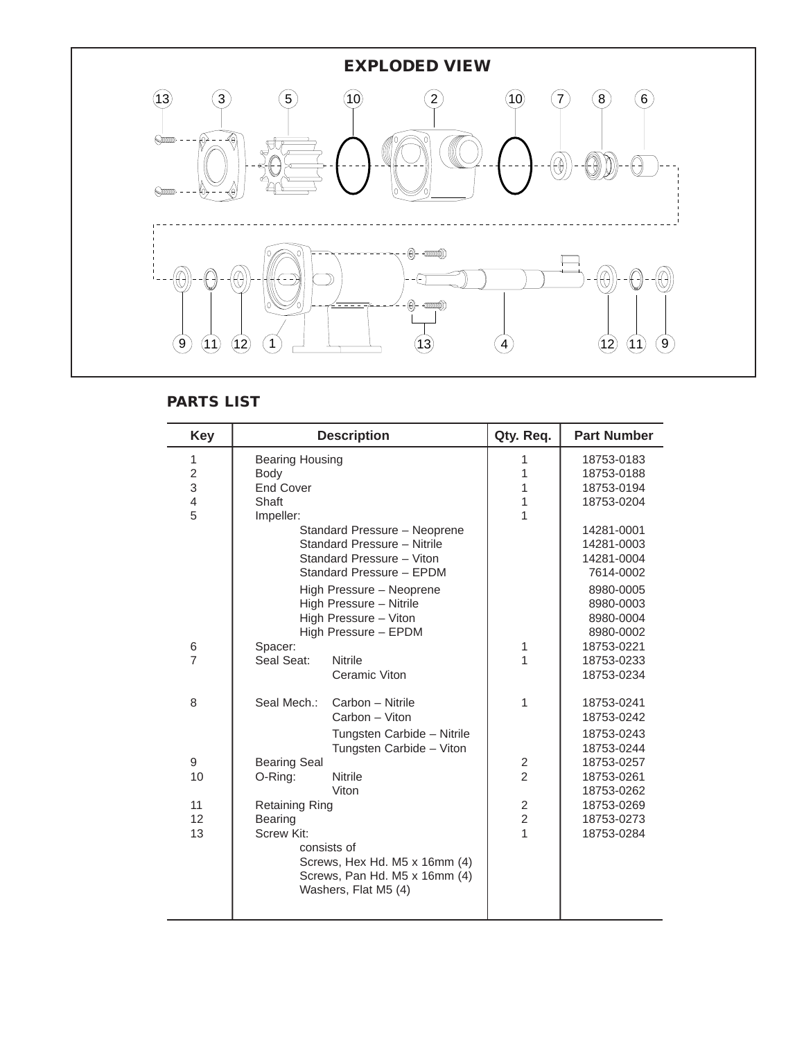## EXPLODED VIEW

## PARTS LIST

| Key | Description | Qty. Req. | Part Number |
|---|---|---|---|
| 1 | Bearing Housing | 1 | 18753-0183 |
| 2 | Body | 1 | 18753-0188 |
| 3 | End Cover | 1 | 18753-0194 |
| 4 | Shaft | 1 | 18753-0204 |
| 5 | Impeller: | 1 | |
| | Standard Pressure – Neoprene | | 14281-0001 |
| | Standard Pressure – Nitrile | | 14281-0003 |
| | Standard Pressure – Viton | | 14281-0004 |
| | Standard Pressure – EPDM | | 7614-0002 |
| | High Pressure – Neoprene | | 8980-0005 |
| | High Pressure – Nitrile | | 8980-0003 |
| | High Pressure – Viton | | 8980-0004 |
| | High Pressure – EPDM | | 8980-0002 |
| 6 | Spacer: | 1 | 18753-0221 |
| 7 | Seal Seat: Nitrile | 1 | 18753-0233 |
| | Ceramic Viton | | 18753-0234 |
| 8 | Seal Mech.: Carbon – Nitrile | 1 | 18753-0241 |
| | Carbon – Viton | | 18753-0242 |
| | Tungsten Carbide – Nitrile | | 18753-0243 |
| | Tungsten Carbide – Viton | | 18753-0244 |
| 9 | Bearing Seal | 2 | 18753-0257 |
| 10 | O-Ring: Nitrile | 2 | 18753-0261 |
| | Viton | | 18753-0262 |
| 11 | Retaining Ring | 2 | 18753-0269 |
| 12 | Bearing | 2 | 18753-0273 |
| 13 | Screw Kit: | 1 | 18753-0284 |
| | consists of | | |
| | Screws, Hex Hd. M5 x 16mm (4) | | |
| | Screws, Pan Hd. M5 x 16mm (4) | | |
| | Washers, Flat M5 (4) | | |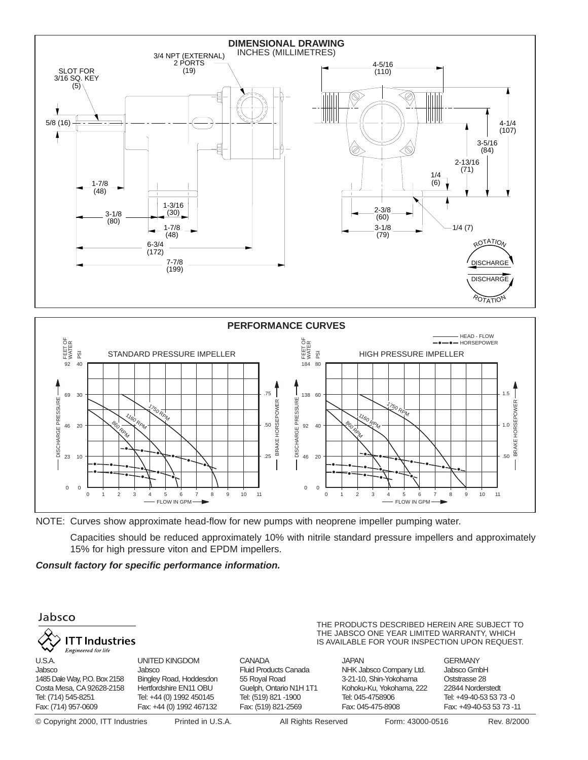## DIMENSIONAL DRAWING

INCHES (MILLIMETRES)

3/4 NPT (EXTERNAL)
2 PORTS
(19)

SLOT FOR
3/16 SQ. KEY
(5)

5/8 (16)

1-7/8
(48)

3-1/8
(80)

1-3/16
(30)

1-7/8
(48)

6-3/4
(172)

7-7/8
(199)

4-5/16
(110)

4-1/4
(107)

3-5/16
(84)

2-13/16
(71)

1/4
(6)

2-3/8
(60)

3-1/8
(79)

1/4 (7)

ROTATION
DISCHARGE
DISCHARGE
ROTATION

## PERFORMANCE CURVES

HEAD - FLOW
HORSEPOWER

STANDARD PRESSURE IMPELLER

FEET OF WATER: 92, 69, 46, 23, 0
PSI: 40, 30, 20, 10, 0
DISCHARGE PRESSURE
BRAKE HORSEPOWER: .75, .50, .25
1750 RPM
1160 RPM
860 RPM
0 1 2 3 4 5 6 7 8 9 10 11
FLOW IN GPM

HIGH PRESSURE IMPELLER

FEET OF WATER: 184, 138, 92, 46, 0
PSI: 80, 60, 40, 20, 0
DISCHARGE PRESSURE
BRAKE HORSEPOWER: 1.5, 1.0, .50
1750 RPM
1160 RPM
860 RPM
0 1 2 3 4 5 6 7 8 9 10 11
FLOW IN GPM

NOTE: Curves show approximate head-flow for new pumps with neoprene impeller pumping water.

Capacities should be reduced approximately 10% with nitrile standard pressure impellers and approximately 15% for high pressure viton and EPDM impellers.

***Consult factory for specific performance information.***

Jabsco

ITT Industries
*Engineered for life*

THE PRODUCTS DESCRIBED HEREIN ARE SUBJECT TO THE JABSCO ONE YEAR LIMITED WARRANTY, WHICH IS AVAILABLE FOR YOUR INSPECTION UPON REQUEST.

| U.S.A. | UNITED KINGDOM | CANADA | JAPAN | GERMANY |
|---|---|---|---|---|
| Jabsco | Jabsco | Fluid Products Canada | NHK Jabsco Company Ltd. | Jabsco GmbH |
| 1485 Dale Way, P.O. Box 2158 | Bingley Road, Hoddesdon | 55 Royal Road | 3-21-10, Shin-Yokohama | Oststrasse 28 |
| Costa Mesa, CA 92628-2158 | Hertfordshire EN11 OBU | Guelph, Ontario N1H 1T1 | Kohoku-Ku, Yokohama, 222 | 22844 Norderstedt |
| Tel: (714) 545-8251 | Tel: +44 (0) 1992 450145 | Tel: (519) 821 -1900 | Tel: 045-4758906 | Tel: +49-40-53 53 73 -0 |
| Fax: (714) 957-0609 | Fax: +44 (0) 1992 467132 | Fax: (519) 821-2569 | Fax: 045-475-8908 | Fax: +49-40-53 53 73 -11 |

© Copyright 2000, ITT Industries Printed in U.S.A. All Rights Reserved Form: 43000-0516 Rev. 8/2000